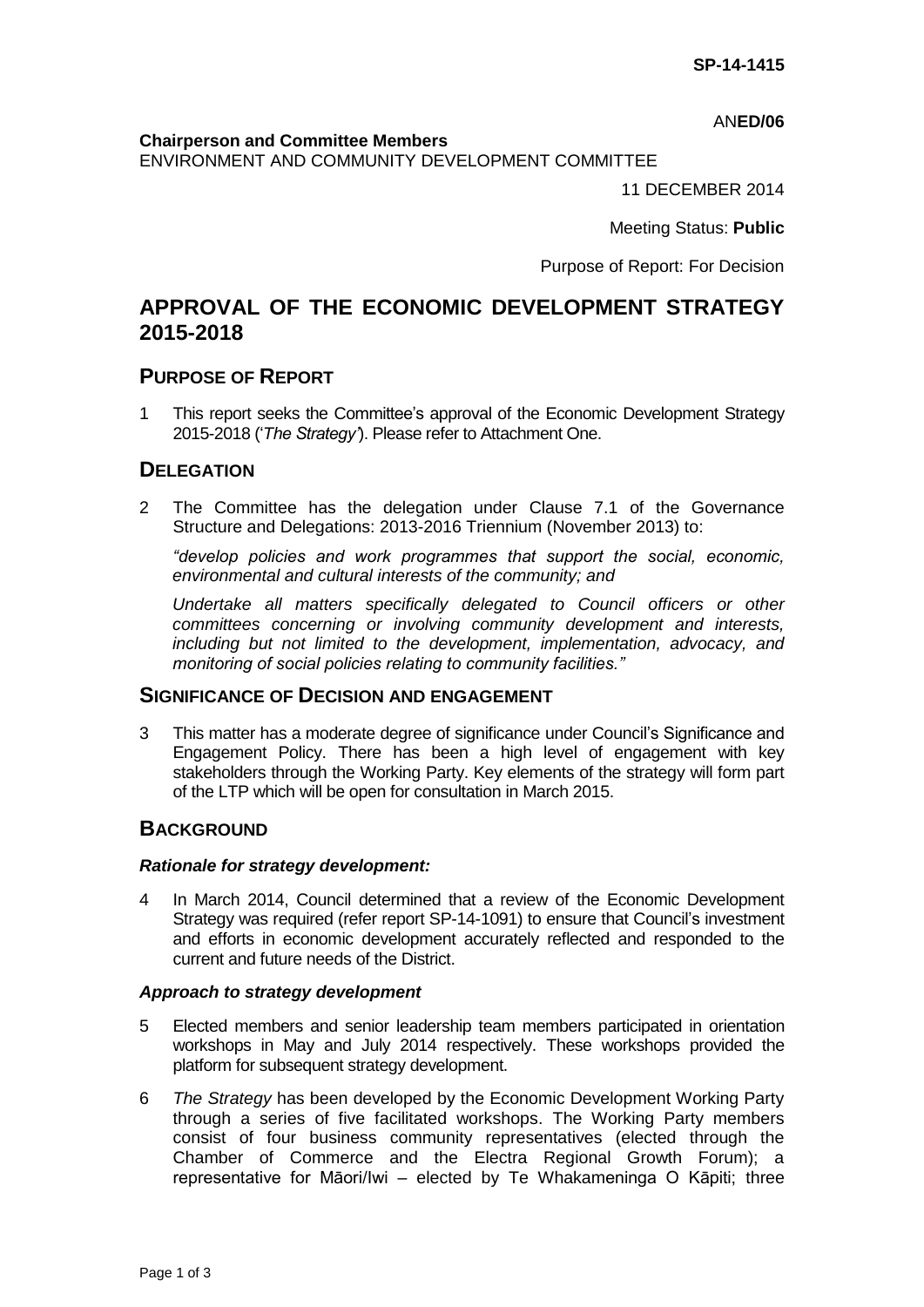**SP-14-1415**

AN**ED/06**

**Chairperson and Committee Members**
ENVIRONMENT AND COMMUNITY DEVELOPMENT COMMITTEE

11 DECEMBER 2014

Meeting Status: **Public**

Purpose of Report: For Decision

# APPROVAL OF THE ECONOMIC DEVELOPMENT STRATEGY 2015-2018

## PURPOSE OF REPORT

1 This report seeks the Committee's approval of the Economic Development Strategy 2015-2018 ('*The Strategy*'). Please refer to Attachment One.

## DELEGATION

2 The Committee has the delegation under Clause 7.1 of the Governance Structure and Delegations: 2013-2016 Triennium (November 2013) to:

*"develop policies and work programmes that support the social, economic, environmental and cultural interests of the community; and*

*Undertake all matters specifically delegated to Council officers or other committees concerning or involving community development and interests, including but not limited to the development, implementation, advocacy, and monitoring of social policies relating to community facilities."*

## SIGNIFICANCE OF DECISION AND ENGAGEMENT

3 This matter has a moderate degree of significance under Council's Significance and Engagement Policy. There has been a high level of engagement with key stakeholders through the Working Party. Key elements of the strategy will form part of the LTP which will be open for consultation in March 2015.

## BACKGROUND

### *Rationale for strategy development:*

4 In March 2014, Council determined that a review of the Economic Development Strategy was required (refer report SP-14-1091) to ensure that Council's investment and efforts in economic development accurately reflected and responded to the current and future needs of the District.

### *Approach to strategy development*

5 Elected members and senior leadership team members participated in orientation workshops in May and July 2014 respectively. These workshops provided the platform for subsequent strategy development.

6 *The Strategy* has been developed by the Economic Development Working Party through a series of five facilitated workshops. The Working Party members consist of four business community representatives (elected through the Chamber of Commerce and the Electra Regional Growth Forum); a representative for Māori/Iwi – elected by Te Whakameninga O Kāpiti; three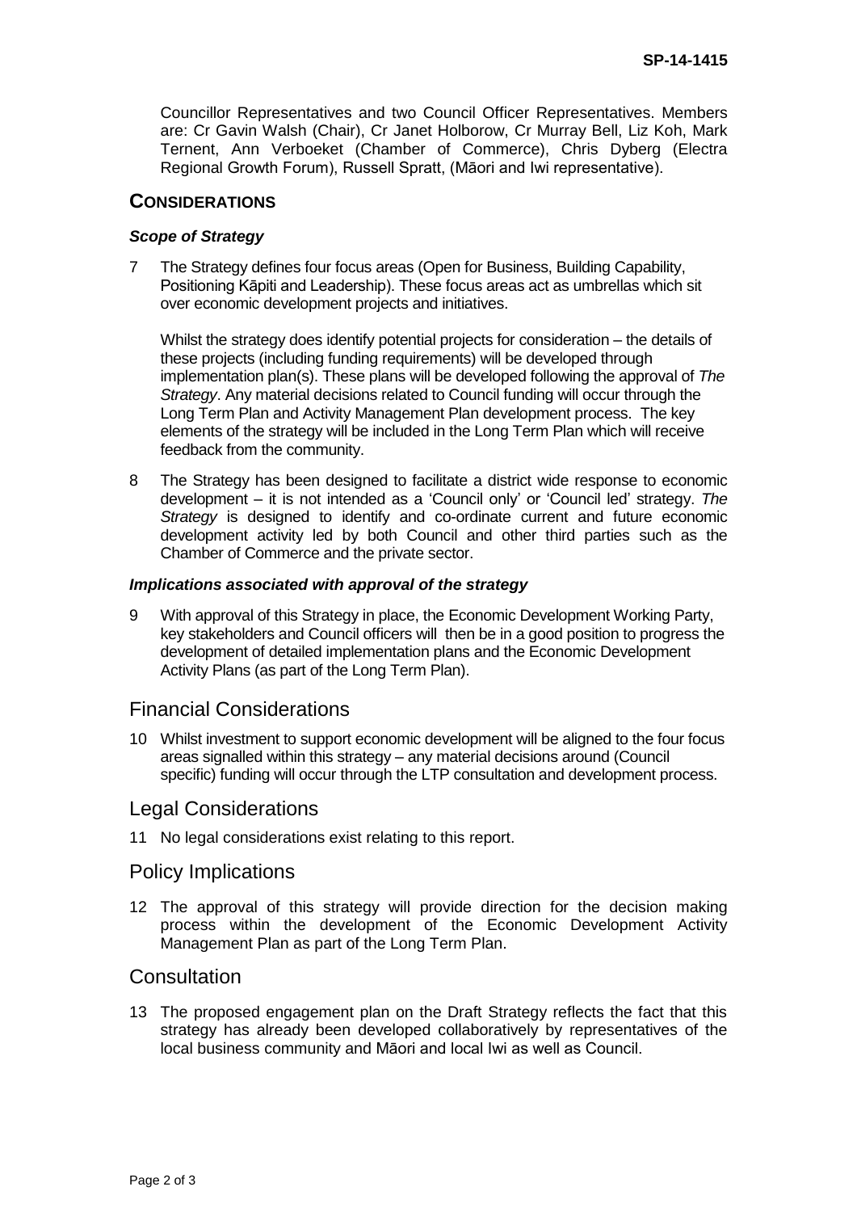Councillor Representatives and two Council Officer Representatives. Members are: Cr Gavin Walsh (Chair), Cr Janet Holborow, Cr Murray Bell, Liz Koh, Mark Ternent, Ann Verboeket (Chamber of Commerce), Chris Dyberg (Electra Regional Growth Forum), Russell Spratt, (Māori and Iwi representative).

## CONSIDERATIONS

### *Scope of Strategy*

7 The Strategy defines four focus areas (Open for Business, Building Capability, Positioning Kāpiti and Leadership). These focus areas act as umbrellas which sit over economic development projects and initiatives.

Whilst the strategy does identify potential projects for consideration – the details of these projects (including funding requirements) will be developed through implementation plan(s). These plans will be developed following the approval of *The Strategy*. Any material decisions related to Council funding will occur through the Long Term Plan and Activity Management Plan development process. The key elements of the strategy will be included in the Long Term Plan which will receive feedback from the community.

8 The Strategy has been designed to facilitate a district wide response to economic development – it is not intended as a 'Council only' or 'Council led' strategy. *The Strategy* is designed to identify and co-ordinate current and future economic development activity led by both Council and other third parties such as the Chamber of Commerce and the private sector.

### *Implications associated with approval of the strategy*

9 With approval of this Strategy in place, the Economic Development Working Party, key stakeholders and Council officers will then be in a good position to progress the development of detailed implementation plans and the Economic Development Activity Plans (as part of the Long Term Plan).

## Financial Considerations

10 Whilst investment to support economic development will be aligned to the four focus areas signalled within this strategy – any material decisions around (Council specific) funding will occur through the LTP consultation and development process.

## Legal Considerations

11 No legal considerations exist relating to this report.

## Policy Implications

12 The approval of this strategy will provide direction for the decision making process within the development of the Economic Development Activity Management Plan as part of the Long Term Plan.

## Consultation

13 The proposed engagement plan on the Draft Strategy reflects the fact that this strategy has already been developed collaboratively by representatives of the local business community and Māori and local Iwi as well as Council.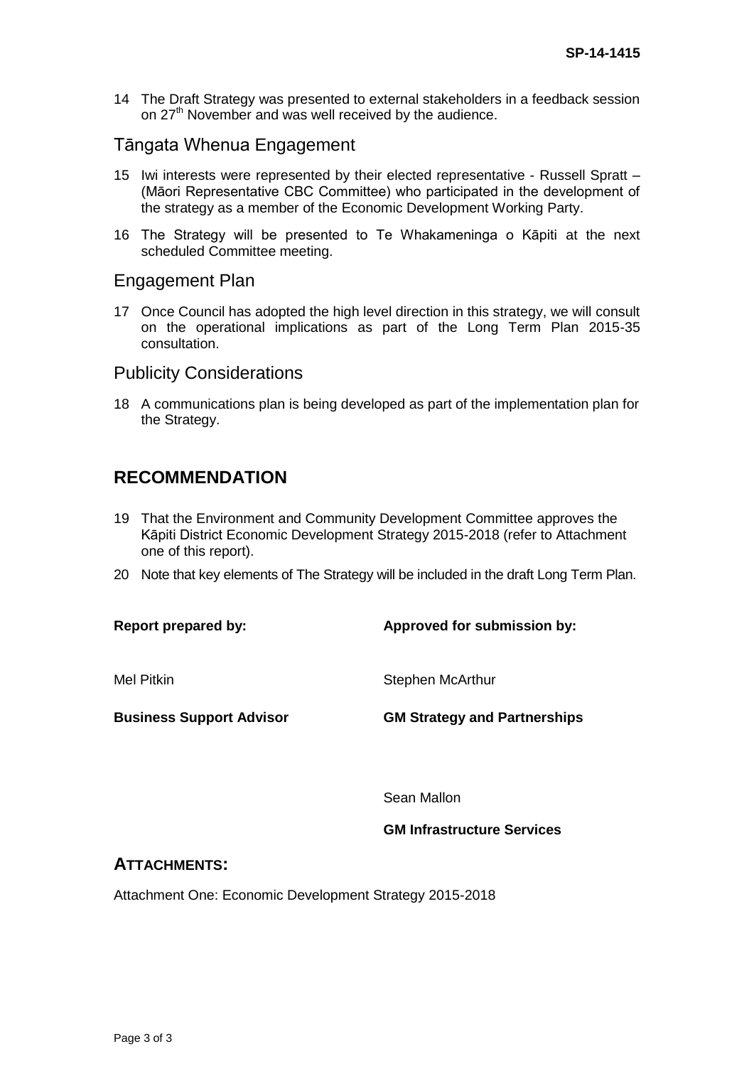14 The Draft Strategy was presented to external stakeholders in a feedback session on 27th November and was well received by the audience.

## Tāngata Whenua Engagement

15 Iwi interests were represented by their elected representative - Russell Spratt – (Māori Representative CBC Committee) who participated in the development of the strategy as a member of the Economic Development Working Party.

16 The Strategy will be presented to Te Whakameninga o Kāpiti at the next scheduled Committee meeting.

## Engagement Plan

17 Once Council has adopted the high level direction in this strategy, we will consult on the operational implications as part of the Long Term Plan 2015-35 consultation.

## Publicity Considerations

18 A communications plan is being developed as part of the implementation plan for the Strategy.

# RECOMMENDATION

19 That the Environment and Community Development Committee approves the Kāpiti District Economic Development Strategy 2015-2018 (refer to Attachment one of this report).

20 Note that key elements of The Strategy will be included in the draft Long Term Plan.

| | |
|---|---|
| **Report prepared by:** | **Approved for submission by:** |
| Mel Pitkin | Stephen McArthur |
| **Business Support Advisor** | **GM Strategy and Partnerships** |
| | Sean Mallon |
| | **GM Infrastructure Services** |

## ATTACHMENTS:

Attachment One: Economic Development Strategy 2015-2018